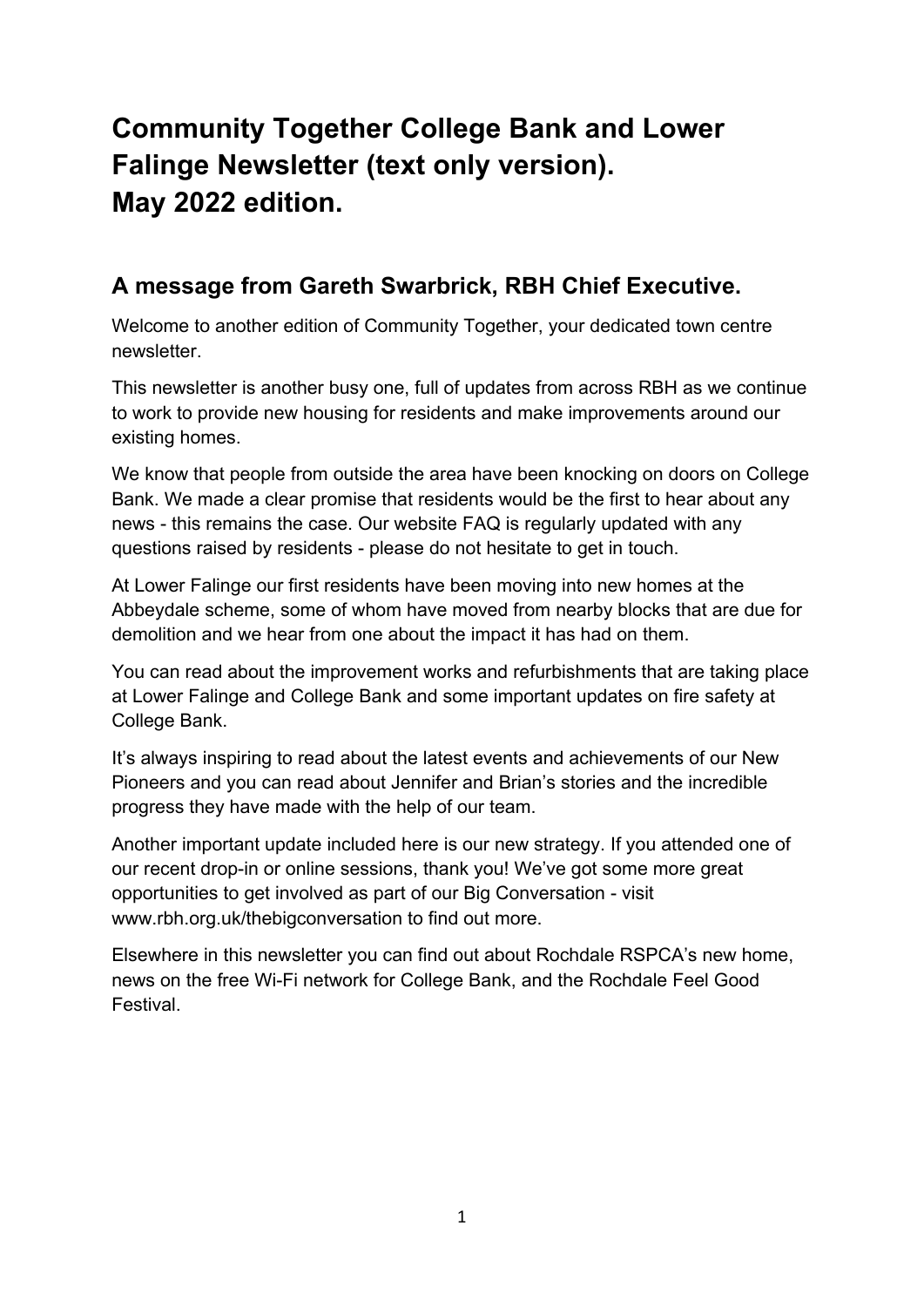# Community Together College Bank and Lower Falinge Newsletter (text only version). May 2022 edition.

## A message from Gareth Swarbrick, RBH Chief Executive.

Welcome to another edition of Community Together, your dedicated town centre newsletter.

This newsletter is another busy one, full of updates from across RBH as we continue to work to provide new housing for residents and make improvements around our existing homes.

We know that people from outside the area have been knocking on doors on College Bank. We made a clear promise that residents would be the first to hear about any news - this remains the case. Our website FAQ is regularly updated with any questions raised by residents - please do not hesitate to get in touch.

At Lower Falinge our first residents have been moving into new homes at the Abbeydale scheme, some of whom have moved from nearby blocks that are due for demolition and we hear from one about the impact it has had on them.

You can read about the improvement works and refurbishments that are taking place at Lower Falinge and College Bank and some important updates on fire safety at College Bank.

It's always inspiring to read about the latest events and achievements of our New Pioneers and you can read about Jennifer and Brian's stories and the incredible progress they have made with the help of our team.

Another important update included here is our new strategy. If you attended one of our recent drop-in or online sessions, thank you! We've got some more great opportunities to get involved as part of our Big Conversation - visit www.rbh.org.uk/thebigconversation to find out more.

Elsewhere in this newsletter you can find out about Rochdale RSPCA's new home, news on the free Wi-Fi network for College Bank, and the Rochdale Feel Good Festival.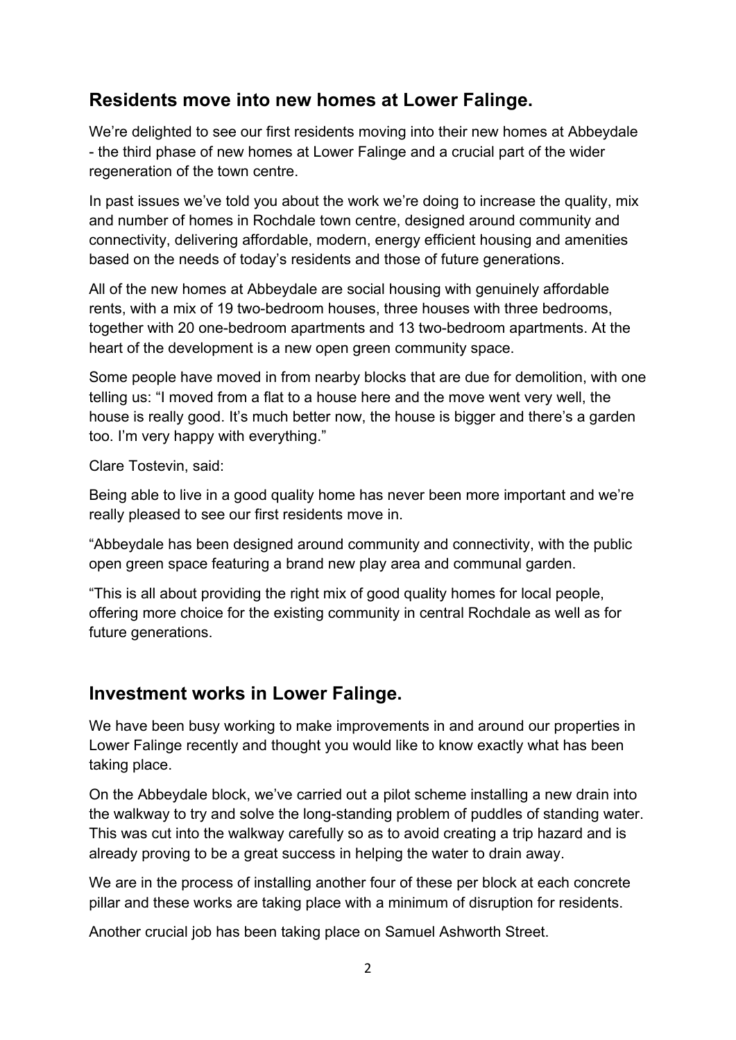## Residents move into new homes at Lower Falinge.

We're delighted to see our first residents moving into their new homes at Abbeydale - the third phase of new homes at Lower Falinge and a crucial part of the wider regeneration of the town centre.

In past issues we've told you about the work we're doing to increase the quality, mix and number of homes in Rochdale town centre, designed around community and connectivity, delivering affordable, modern, energy efficient housing and amenities based on the needs of today's residents and those of future generations.

All of the new homes at Abbeydale are social housing with genuinely affordable rents, with a mix of 19 two-bedroom houses, three houses with three bedrooms, together with 20 one-bedroom apartments and 13 two-bedroom apartments. At the heart of the development is a new open green community space.

Some people have moved in from nearby blocks that are due for demolition, with one telling us: "I moved from a flat to a house here and the move went very well, the house is really good. It's much better now, the house is bigger and there's a garden too. I'm very happy with everything."

Clare Tostevin, said:

Being able to live in a good quality home has never been more important and we're really pleased to see our first residents move in.

"Abbeydale has been designed around community and connectivity, with the public open green space featuring a brand new play area and communal garden.

"This is all about providing the right mix of good quality homes for local people, offering more choice for the existing community in central Rochdale as well as for future generations.

## Investment works in Lower Falinge.

We have been busy working to make improvements in and around our properties in Lower Falinge recently and thought you would like to know exactly what has been taking place.

On the Abbeydale block, we've carried out a pilot scheme installing a new drain into the walkway to try and solve the long-standing problem of puddles of standing water. This was cut into the walkway carefully so as to avoid creating a trip hazard and is already proving to be a great success in helping the water to drain away.

We are in the process of installing another four of these per block at each concrete pillar and these works are taking place with a minimum of disruption for residents.

Another crucial job has been taking place on Samuel Ashworth Street.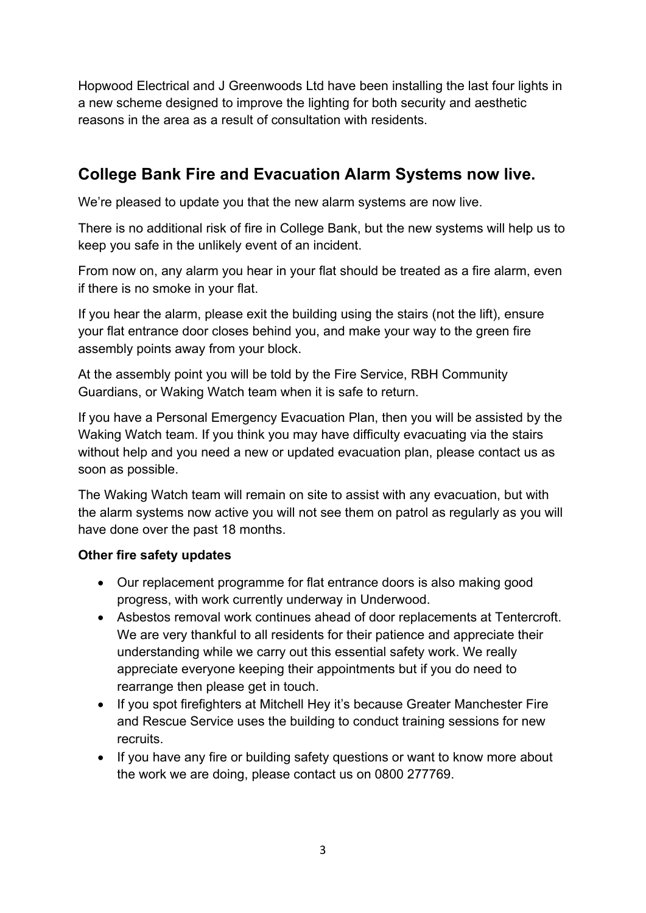Hopwood Electrical and J Greenwoods Ltd have been installing the last four lights in a new scheme designed to improve the lighting for both security and aesthetic reasons in the area as a result of consultation with residents.

## College Bank Fire and Evacuation Alarm Systems now live.

We're pleased to update you that the new alarm systems are now live.

There is no additional risk of fire in College Bank, but the new systems will help us to keep you safe in the unlikely event of an incident.

From now on, any alarm you hear in your flat should be treated as a fire alarm, even if there is no smoke in your flat.

If you hear the alarm, please exit the building using the stairs (not the lift), ensure your flat entrance door closes behind you, and make your way to the green fire assembly points away from your block.

At the assembly point you will be told by the Fire Service, RBH Community Guardians, or Waking Watch team when it is safe to return.

If you have a Personal Emergency Evacuation Plan, then you will be assisted by the Waking Watch team. If you think you may have difficulty evacuating via the stairs without help and you need a new or updated evacuation plan, please contact us as soon as possible.

The Waking Watch team will remain on site to assist with any evacuation, but with the alarm systems now active you will not see them on patrol as regularly as you will have done over the past 18 months.

**Other fire safety updates**

- Our replacement programme for flat entrance doors is also making good progress, with work currently underway in Underwood.
- Asbestos removal work continues ahead of door replacements at Tentercroft. We are very thankful to all residents for their patience and appreciate their understanding while we carry out this essential safety work. We really appreciate everyone keeping their appointments but if you do need to rearrange then please get in touch.
- If you spot firefighters at Mitchell Hey it's because Greater Manchester Fire and Rescue Service uses the building to conduct training sessions for new recruits.
- If you have any fire or building safety questions or want to know more about the work we are doing, please contact us on 0800 277769.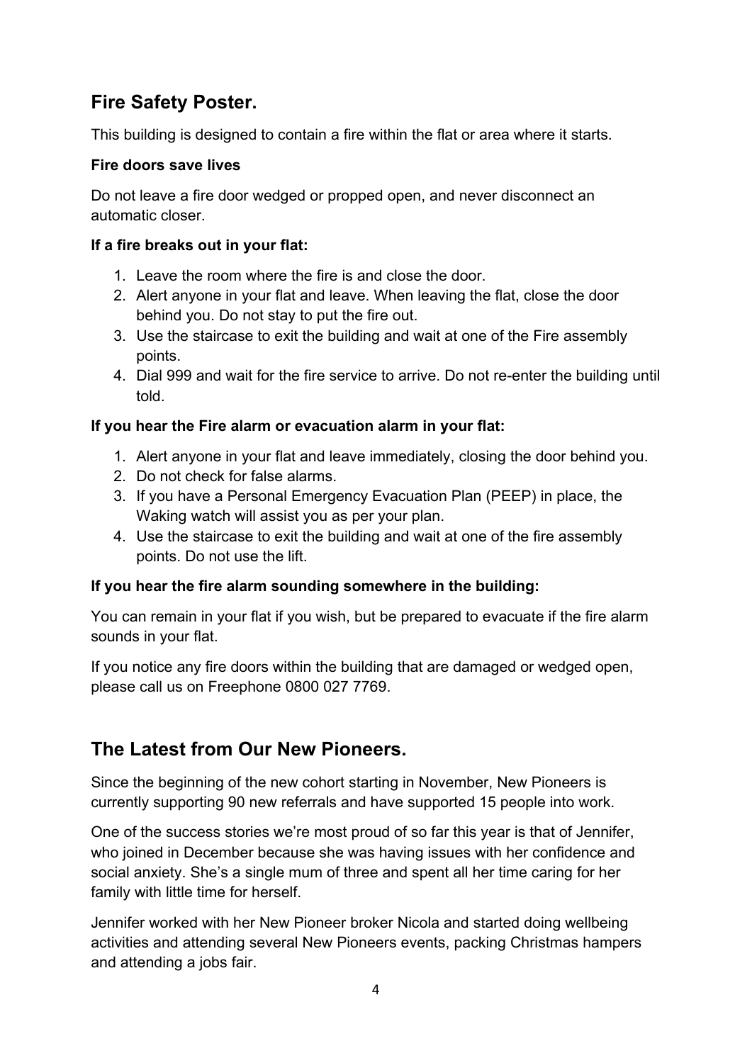## Fire Safety Poster.

This building is designed to contain a fire within the flat or area where it starts.

**Fire doors save lives**

Do not leave a fire door wedged or propped open, and never disconnect an automatic closer.

**If a fire breaks out in your flat:**

1. Leave the room where the fire is and close the door.
2. Alert anyone in your flat and leave. When leaving the flat, close the door behind you. Do not stay to put the fire out.
3. Use the staircase to exit the building and wait at one of the Fire assembly points.
4. Dial 999 and wait for the fire service to arrive. Do not re-enter the building until told.

**If you hear the Fire alarm or evacuation alarm in your flat:**

1. Alert anyone in your flat and leave immediately, closing the door behind you.
2. Do not check for false alarms.
3. If you have a Personal Emergency Evacuation Plan (PEEP) in place, the Waking watch will assist you as per your plan.
4. Use the staircase to exit the building and wait at one of the fire assembly points. Do not use the lift.

**If you hear the fire alarm sounding somewhere in the building:**

You can remain in your flat if you wish, but be prepared to evacuate if the fire alarm sounds in your flat.

If you notice any fire doors within the building that are damaged or wedged open, please call us on Freephone 0800 027 7769.

## The Latest from Our New Pioneers.

Since the beginning of the new cohort starting in November, New Pioneers is currently supporting 90 new referrals and have supported 15 people into work.

One of the success stories we're most proud of so far this year is that of Jennifer, who joined in December because she was having issues with her confidence and social anxiety. She's a single mum of three and spent all her time caring for her family with little time for herself.

Jennifer worked with her New Pioneer broker Nicola and started doing wellbeing activities and attending several New Pioneers events, packing Christmas hampers and attending a jobs fair.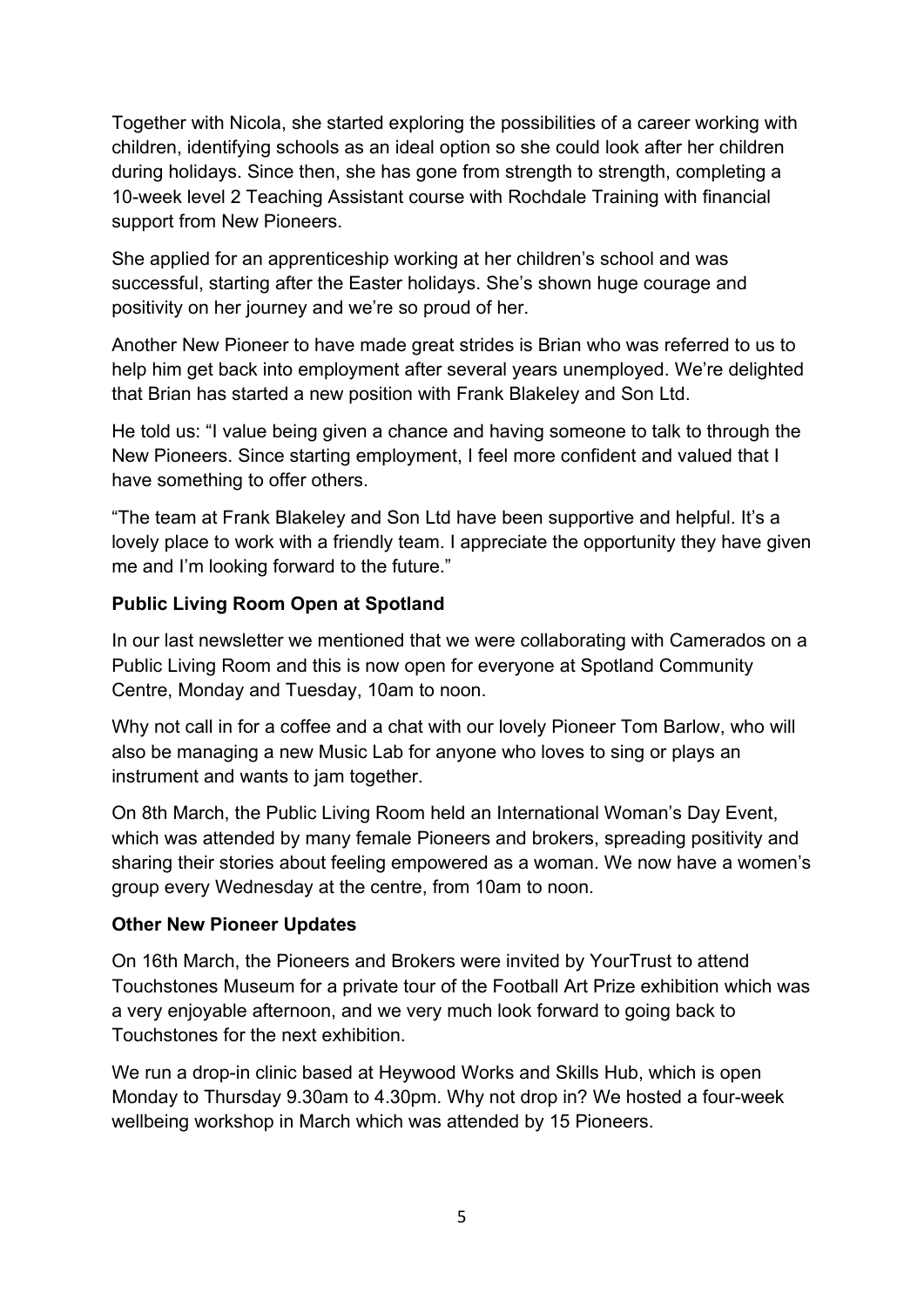Together with Nicola, she started exploring the possibilities of a career working with children, identifying schools as an ideal option so she could look after her children during holidays. Since then, she has gone from strength to strength, completing a 10-week level 2 Teaching Assistant course with Rochdale Training with financial support from New Pioneers.

She applied for an apprenticeship working at her children's school and was successful, starting after the Easter holidays. She's shown huge courage and positivity on her journey and we're so proud of her.

Another New Pioneer to have made great strides is Brian who was referred to us to help him get back into employment after several years unemployed. We're delighted that Brian has started a new position with Frank Blakeley and Son Ltd.

He told us: "I value being given a chance and having someone to talk to through the New Pioneers. Since starting employment, I feel more confident and valued that I have something to offer others.

"The team at Frank Blakeley and Son Ltd have been supportive and helpful. It's a lovely place to work with a friendly team. I appreciate the opportunity they have given me and I'm looking forward to the future."

**Public Living Room Open at Spotland**

In our last newsletter we mentioned that we were collaborating with Camerados on a Public Living Room and this is now open for everyone at Spotland Community Centre, Monday and Tuesday, 10am to noon.

Why not call in for a coffee and a chat with our lovely Pioneer Tom Barlow, who will also be managing a new Music Lab for anyone who loves to sing or plays an instrument and wants to jam together.

On 8th March, the Public Living Room held an International Woman's Day Event, which was attended by many female Pioneers and brokers, spreading positivity and sharing their stories about feeling empowered as a woman. We now have a women's group every Wednesday at the centre, from 10am to noon.

**Other New Pioneer Updates**

On 16th March, the Pioneers and Brokers were invited by YourTrust to attend Touchstones Museum for a private tour of the Football Art Prize exhibition which was a very enjoyable afternoon, and we very much look forward to going back to Touchstones for the next exhibition.

We run a drop-in clinic based at Heywood Works and Skills Hub, which is open Monday to Thursday 9.30am to 4.30pm. Why not drop in? We hosted a four-week wellbeing workshop in March which was attended by 15 Pioneers.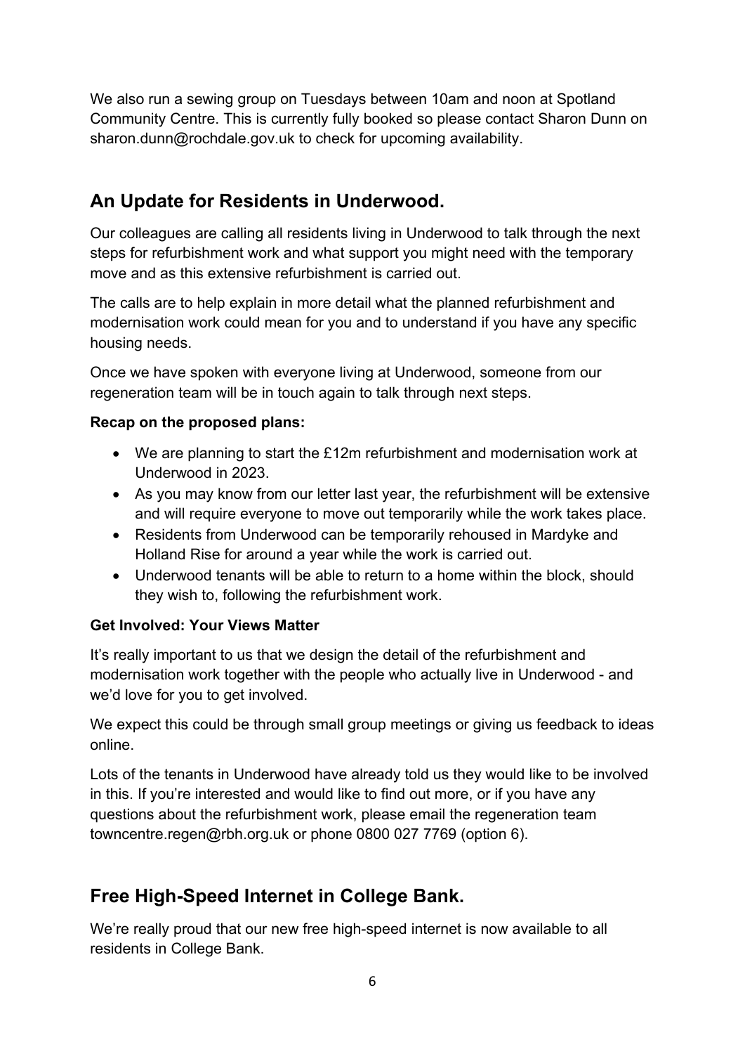We also run a sewing group on Tuesdays between 10am and noon at Spotland Community Centre. This is currently fully booked so please contact Sharon Dunn on sharon.dunn@rochdale.gov.uk to check for upcoming availability.

## An Update for Residents in Underwood.

Our colleagues are calling all residents living in Underwood to talk through the next steps for refurbishment work and what support you might need with the temporary move and as this extensive refurbishment is carried out.

The calls are to help explain in more detail what the planned refurbishment and modernisation work could mean for you and to understand if you have any specific housing needs.

Once we have spoken with everyone living at Underwood, someone from our regeneration team will be in touch again to talk through next steps.

**Recap on the proposed plans:**

- We are planning to start the £12m refurbishment and modernisation work at Underwood in 2023.
- As you may know from our letter last year, the refurbishment will be extensive and will require everyone to move out temporarily while the work takes place.
- Residents from Underwood can be temporarily rehoused in Mardyke and Holland Rise for around a year while the work is carried out.
- Underwood tenants will be able to return to a home within the block, should they wish to, following the refurbishment work.

**Get Involved: Your Views Matter**

It's really important to us that we design the detail of the refurbishment and modernisation work together with the people who actually live in Underwood - and we'd love for you to get involved.

We expect this could be through small group meetings or giving us feedback to ideas online.

Lots of the tenants in Underwood have already told us they would like to be involved in this. If you're interested and would like to find out more, or if you have any questions about the refurbishment work, please email the regeneration team towncentre.regen@rbh.org.uk or phone 0800 027 7769 (option 6).

## Free High-Speed Internet in College Bank.

We're really proud that our new free high-speed internet is now available to all residents in College Bank.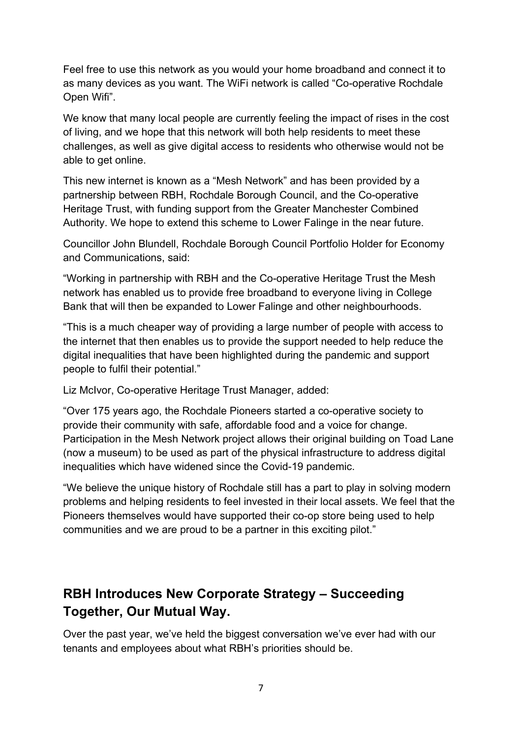Feel free to use this network as you would your home broadband and connect it to as many devices as you want. The WiFi network is called "Co-operative Rochdale Open Wifi".

We know that many local people are currently feeling the impact of rises in the cost of living, and we hope that this network will both help residents to meet these challenges, as well as give digital access to residents who otherwise would not be able to get online.

This new internet is known as a "Mesh Network" and has been provided by a partnership between RBH, Rochdale Borough Council, and the Co-operative Heritage Trust, with funding support from the Greater Manchester Combined Authority. We hope to extend this scheme to Lower Falinge in the near future.

Councillor John Blundell, Rochdale Borough Council Portfolio Holder for Economy and Communications, said:

"Working in partnership with RBH and the Co-operative Heritage Trust the Mesh network has enabled us to provide free broadband to everyone living in College Bank that will then be expanded to Lower Falinge and other neighbourhoods.

"This is a much cheaper way of providing a large number of people with access to the internet that then enables us to provide the support needed to help reduce the digital inequalities that have been highlighted during the pandemic and support people to fulfil their potential."

Liz McIvor, Co-operative Heritage Trust Manager, added:

"Over 175 years ago, the Rochdale Pioneers started a co-operative society to provide their community with safe, affordable food and a voice for change. Participation in the Mesh Network project allows their original building on Toad Lane (now a museum) to be used as part of the physical infrastructure to address digital inequalities which have widened since the Covid-19 pandemic.

"We believe the unique history of Rochdale still has a part to play in solving modern problems and helping residents to feel invested in their local assets. We feel that the Pioneers themselves would have supported their co-op store being used to help communities and we are proud to be a partner in this exciting pilot."

## RBH Introduces New Corporate Strategy – Succeeding Together, Our Mutual Way.

Over the past year, we've held the biggest conversation we've ever had with our tenants and employees about what RBH's priorities should be.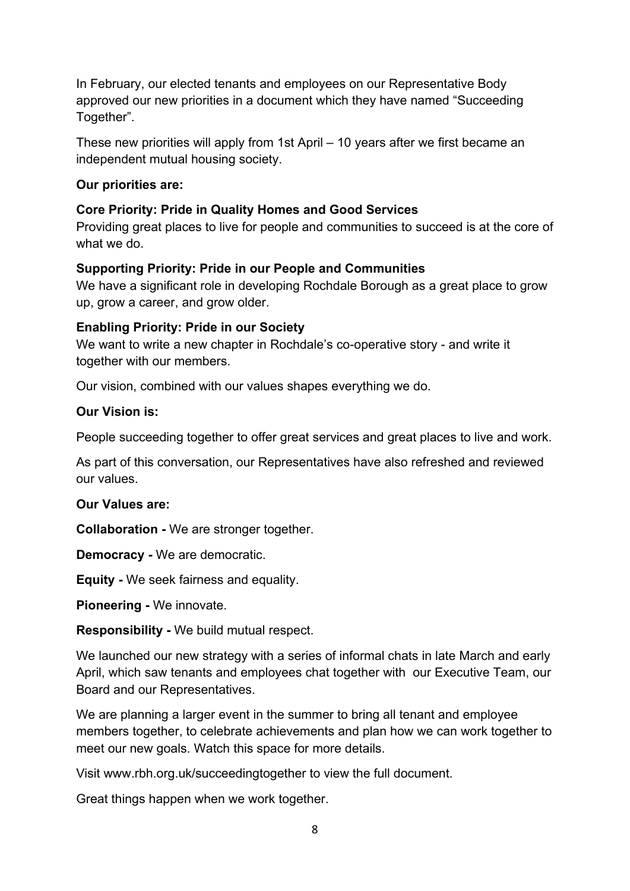In February, our elected tenants and employees on our Representative Body approved our new priorities in a document which they have named "Succeeding Together".

These new priorities will apply from 1st April – 10 years after we first became an independent mutual housing society.

**Our priorities are:**

**Core Priority: Pride in Quality Homes and Good Services**
Providing great places to live for people and communities to succeed is at the core of what we do.

**Supporting Priority: Pride in our People and Communities**
We have a significant role in developing Rochdale Borough as a great place to grow up, grow a career, and grow older.

**Enabling Priority: Pride in our Society**
We want to write a new chapter in Rochdale's co-operative story - and write it together with our members.

Our vision, combined with our values shapes everything we do.

**Our Vision is:**

People succeeding together to offer great services and great places to live and work.

As part of this conversation, our Representatives have also refreshed and reviewed our values.

**Our Values are:**

**Collaboration -** We are stronger together.

**Democracy -** We are democratic.

**Equity -** We seek fairness and equality.

**Pioneering -** We innovate.

**Responsibility -** We build mutual respect.

We launched our new strategy with a series of informal chats in late March and early April, which saw tenants and employees chat together with our Executive Team, our Board and our Representatives.

We are planning a larger event in the summer to bring all tenant and employee members together, to celebrate achievements and plan how we can work together to meet our new goals. Watch this space for more details.

Visit www.rbh.org.uk/succeedingtogether to view the full document.

Great things happen when we work together.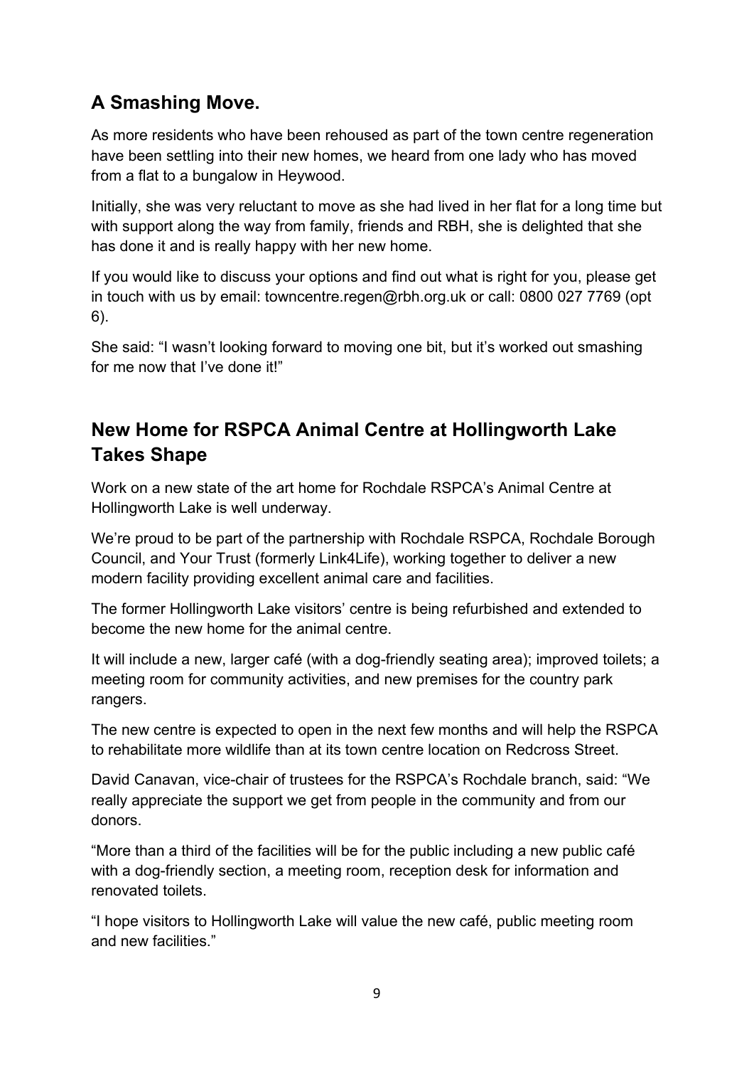## A Smashing Move.

As more residents who have been rehoused as part of the town centre regeneration have been settling into their new homes, we heard from one lady who has moved from a flat to a bungalow in Heywood.

Initially, she was very reluctant to move as she had lived in her flat for a long time but with support along the way from family, friends and RBH, she is delighted that she has done it and is really happy with her new home.

If you would like to discuss your options and find out what is right for you, please get in touch with us by email: towncentre.regen@rbh.org.uk or call: 0800 027 7769 (opt 6).

She said: "I wasn't looking forward to moving one bit, but it's worked out smashing for me now that I've done it!"

## New Home for RSPCA Animal Centre at Hollingworth Lake Takes Shape

Work on a new state of the art home for Rochdale RSPCA's Animal Centre at Hollingworth Lake is well underway.

We're proud to be part of the partnership with Rochdale RSPCA, Rochdale Borough Council, and Your Trust (formerly Link4Life), working together to deliver a new modern facility providing excellent animal care and facilities.

The former Hollingworth Lake visitors' centre is being refurbished and extended to become the new home for the animal centre.

It will include a new, larger café (with a dog-friendly seating area); improved toilets; a meeting room for community activities, and new premises for the country park rangers.

The new centre is expected to open in the next few months and will help the RSPCA to rehabilitate more wildlife than at its town centre location on Redcross Street.

David Canavan, vice-chair of trustees for the RSPCA's Rochdale branch, said: "We really appreciate the support we get from people in the community and from our donors.

"More than a third of the facilities will be for the public including a new public café with a dog-friendly section, a meeting room, reception desk for information and renovated toilets.

"I hope visitors to Hollingworth Lake will value the new café, public meeting room and new facilities."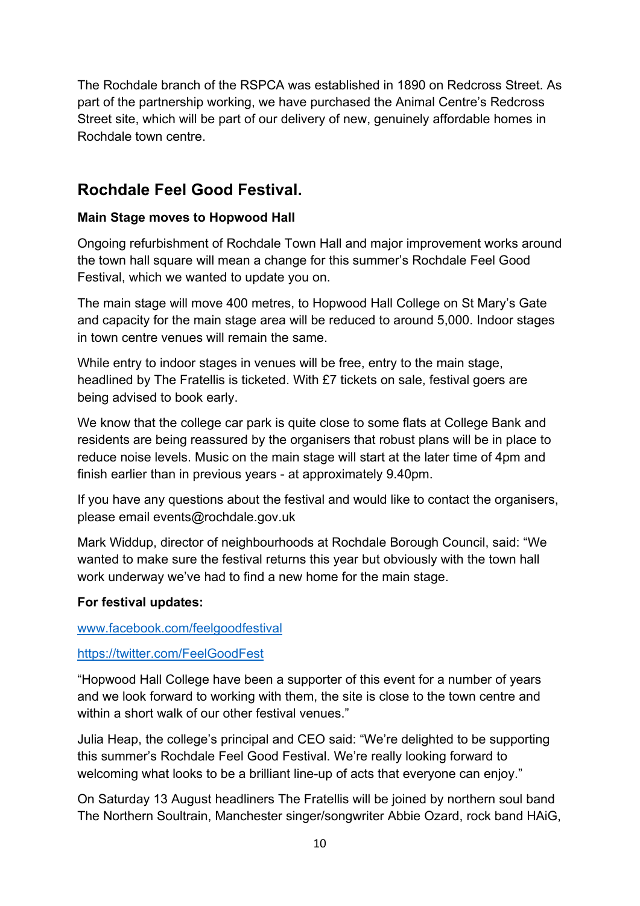The Rochdale branch of the RSPCA was established in 1890 on Redcross Street. As part of the partnership working, we have purchased the Animal Centre's Redcross Street site, which will be part of our delivery of new, genuinely affordable homes in Rochdale town centre.

## Rochdale Feel Good Festival.

**Main Stage moves to Hopwood Hall**

Ongoing refurbishment of Rochdale Town Hall and major improvement works around the town hall square will mean a change for this summer's Rochdale Feel Good Festival, which we wanted to update you on.

The main stage will move 400 metres, to Hopwood Hall College on St Mary's Gate and capacity for the main stage area will be reduced to around 5,000. Indoor stages in town centre venues will remain the same.

While entry to indoor stages in venues will be free, entry to the main stage, headlined by The Fratellis is ticketed. With £7 tickets on sale, festival goers are being advised to book early.

We know that the college car park is quite close to some flats at College Bank and residents are being reassured by the organisers that robust plans will be in place to reduce noise levels. Music on the main stage will start at the later time of 4pm and finish earlier than in previous years - at approximately 9.40pm.

If you have any questions about the festival and would like to contact the organisers, please email events@rochdale.gov.uk

Mark Widdup, director of neighbourhoods at Rochdale Borough Council, said: "We wanted to make sure the festival returns this year but obviously with the town hall work underway we've had to find a new home for the main stage.

**For festival updates:**

www.facebook.com/feelgoodfestival

https://twitter.com/FeelGoodFest

"Hopwood Hall College have been a supporter of this event for a number of years and we look forward to working with them, the site is close to the town centre and within a short walk of our other festival venues."

Julia Heap, the college's principal and CEO said: "We're delighted to be supporting this summer's Rochdale Feel Good Festival. We're really looking forward to welcoming what looks to be a brilliant line-up of acts that everyone can enjoy."

On Saturday 13 August headliners The Fratellis will be joined by northern soul band The Northern Soultrain, Manchester singer/songwriter Abbie Ozard, rock band HAiG,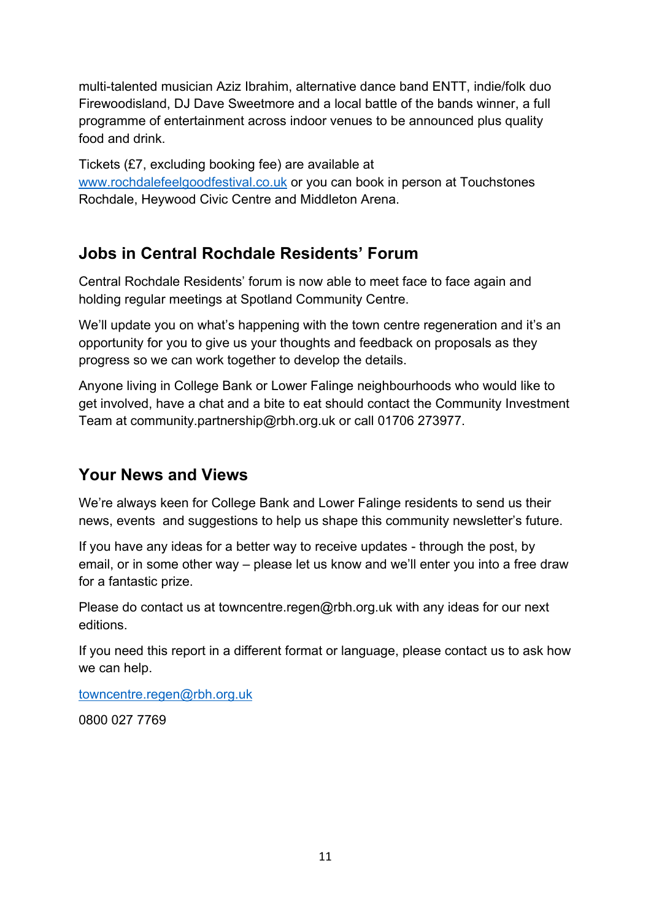multi-talented musician Aziz Ibrahim, alternative dance band ENTT, indie/folk duo Firewoodisland, DJ Dave Sweetmore and a local battle of the bands winner, a full programme of entertainment across indoor venues to be announced plus quality food and drink.

Tickets (£7, excluding booking fee) are available at [www.rochdalefeelgoodfestival.co.uk](http://www.rochdalefeelgoodfestival.co.uk) or you can book in person at Touchstones Rochdale, Heywood Civic Centre and Middleton Arena.

## Jobs in Central Rochdale Residents' Forum

Central Rochdale Residents' forum is now able to meet face to face again and holding regular meetings at Spotland Community Centre.

We'll update you on what's happening with the town centre regeneration and it's an opportunity for you to give us your thoughts and feedback on proposals as they progress so we can work together to develop the details.

Anyone living in College Bank or Lower Falinge neighbourhoods who would like to get involved, have a chat and a bite to eat should contact the Community Investment Team at community.partnership@rbh.org.uk or call 01706 273977.

## Your News and Views

We're always keen for College Bank and Lower Falinge residents to send us their news, events and suggestions to help us shape this community newsletter's future.

If you have any ideas for a better way to receive updates - through the post, by email, or in some other way – please let us know and we'll enter you into a free draw for a fantastic prize.

Please do contact us at towncentre.regen@rbh.org.uk with any ideas for our next editions.

If you need this report in a different format or language, please contact us to ask how we can help.

[towncentre.regen@rbh.org.uk](mailto:towncentre.regen@rbh.org.uk)

0800 027 7769